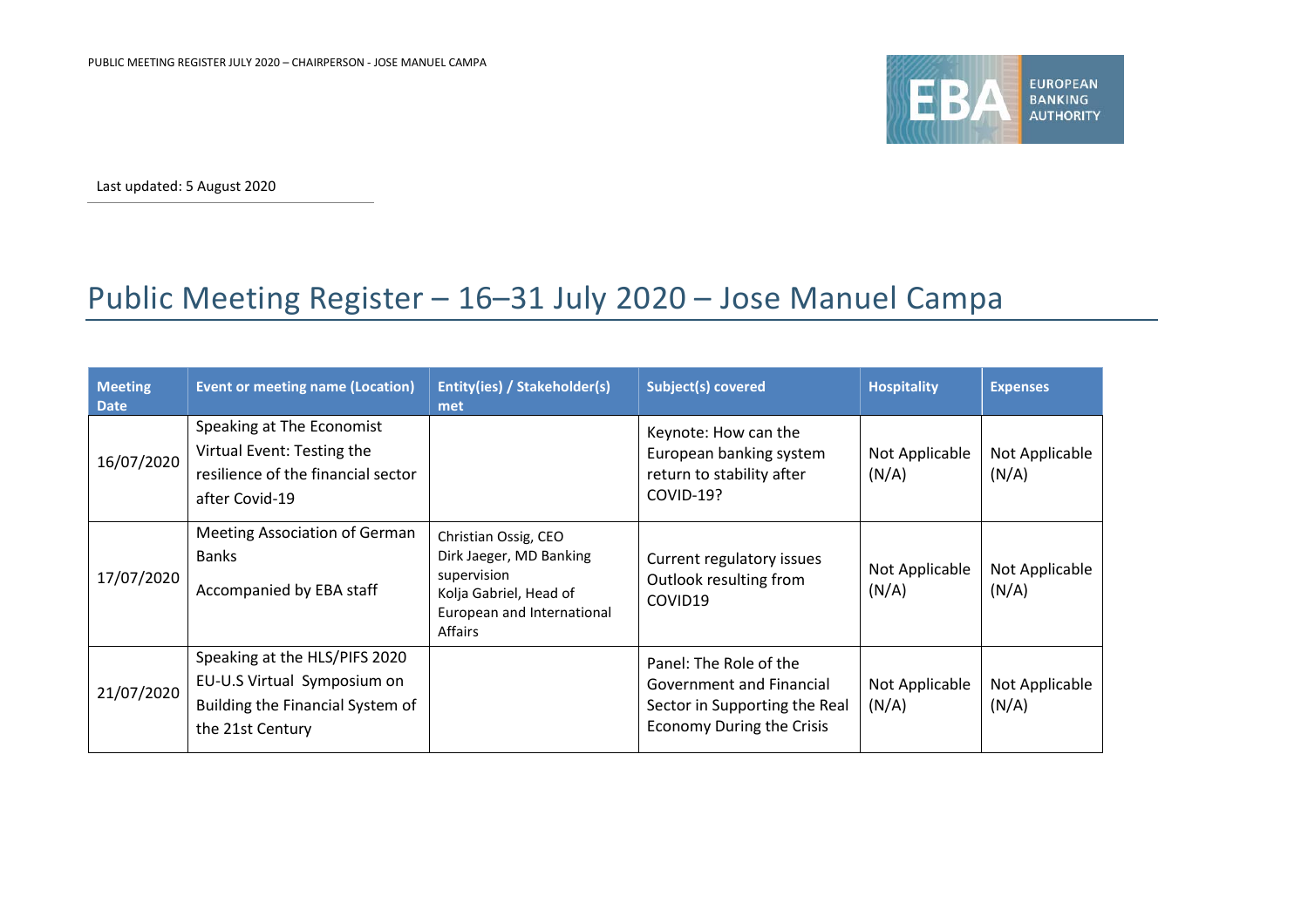Last updated: 5 August 2020

# Public Meeting Register – 16–31 July 2020 – Jose Manuel Campa

| Meeting Date | Event or meeting name (Location) | Entity(ies) / Stakeholder(s) met | Subject(s) covered | Hospitality | Expenses |
|---|---|---|---|---|---|
| 16/07/2020 | Speaking at The Economist Virtual Event: Testing the resilience of the financial sector after Covid-19 | | Keynote: How can the European banking system return to stability after COVID-19? | Not Applicable (N/A) | Not Applicable (N/A) |
| 17/07/2020 | Meeting Association of German Banks<br><br>Accompanied by EBA staff | Christian Ossig, CEO<br>Dirk Jaeger, MD Banking supervision<br>Kolja Gabriel, Head of European and International Affairs | Current regulatory issues<br>Outlook resulting from COVID19 | Not Applicable (N/A) | Not Applicable (N/A) |
| 21/07/2020 | Speaking at the HLS/PIFS 2020 EU-U.S Virtual Symposium on Building the Financial System of the 21st Century | | Panel: The Role of the Government and Financial Sector in Supporting the Real Economy During the Crisis | Not Applicable (N/A) | Not Applicable (N/A) |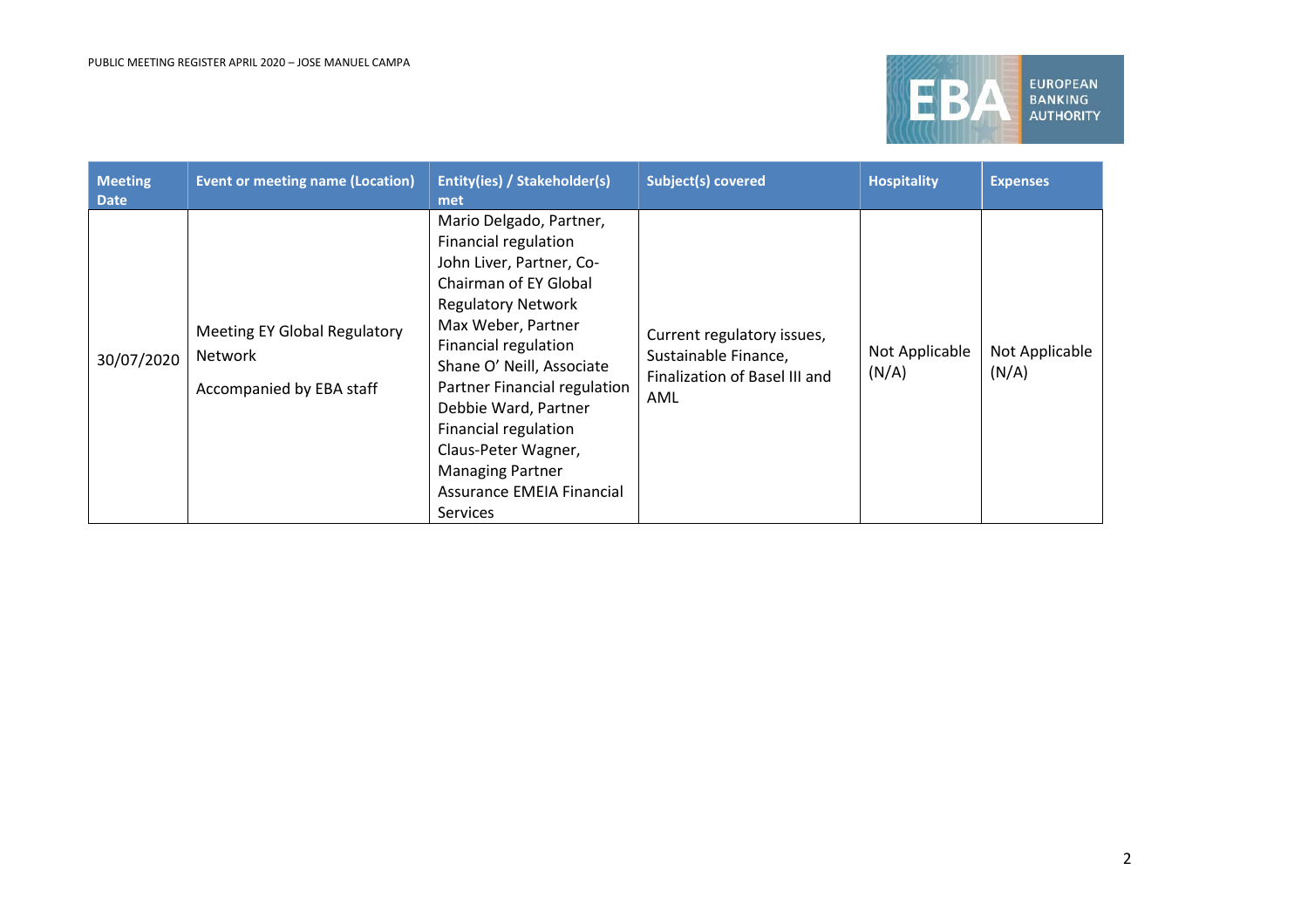| Meeting Date | Event or meeting name (Location) | Entity(ies) / Stakeholder(s) met | Subject(s) covered | Hospitality | Expenses |
|---|---|---|---|---|---|
| 30/07/2020 | Meeting EY Global Regulatory Network<br><br>Accompanied by EBA staff | Mario Delgado, Partner, Financial regulation<br>John Liver, Partner, Co-Chairman of EY Global Regulatory Network<br>Max Weber, Partner Financial regulation<br>Shane O' Neill, Associate Partner Financial regulation<br>Debbie Ward, Partner Financial regulation<br>Claus-Peter Wagner, Managing Partner Assurance EMEIA Financial Services | Current regulatory issues, Sustainable Finance, Finalization of Basel III and AML | Not Applicable (N/A) | Not Applicable (N/A) |